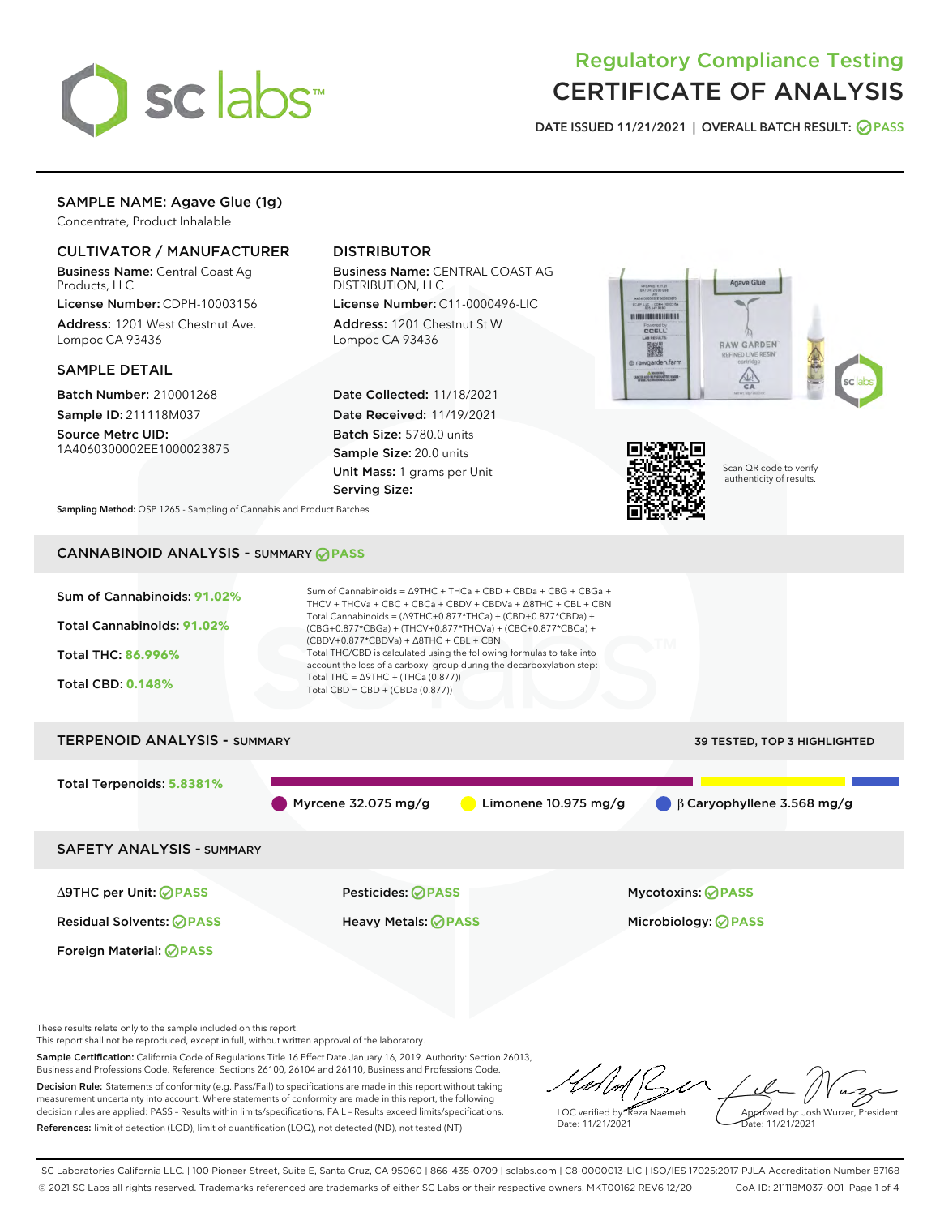# Regulatory Compliance Testing
# CERTIFICATE OF ANALYSIS

DATE ISSUED 11/21/2021 | OVERALL BATCH RESULT: PASS

## SAMPLE NAME: Agave Glue (1g)

Concentrate, Product Inhalable

### CULTIVATOR / MANUFACTURER

**Business Name:** Central Coast Ag Products, LLC

**License Number:** CDPH-10003156

**Address:** 1201 West Chestnut Ave. Lompoc CA 93436

### DISTRIBUTOR

**Business Name:** CENTRAL COAST AG DISTRIBUTION, LLC

**License Number:** C11-0000496-LIC

**Address:** 1201 Chestnut St W Lompoc CA 93436

### SAMPLE DETAIL

**Batch Number:** 210001268

**Sample ID:** 211118M037

**Source Metrc UID:** 1A4060300002EE1000023875

**Date Collected:** 11/18/2021

**Date Received:** 11/19/2021

**Batch Size:** 5780.0 units

**Sample Size:** 20.0 units

**Unit Mass:** 1 grams per Unit

**Serving Size:**

Scan QR code to verify authenticity of results.

**Sampling Method:** QSP 1265 - Sampling of Cannabis and Product Batches

## CANNABINOID ANALYSIS - SUMMARY PASS

**Sum of Cannabinoids:** 91.02%

**Total Cannabinoids:** 91.02%

**Total THC:** 86.996%

**Total CBD:** 0.148%

Sum of Cannabinoids = Δ9THC + THCa + CBD + CBDa + CBG + CBGa + THCV + THCVa + CBC + CBCa + CBDV + CBDVa + Δ8THC + CBL + CBN

Total Cannabinoids = (Δ9THC+0.877*THCa) + (CBD+0.877*CBDa) + (CBG+0.877*CBGa) + (THCV+0.877*THCVa) + (CBC+0.877*CBCa) + (CBDV+0.877*CBDVa) + Δ8THC + CBL + CBN

Total THC/CBD is calculated using the following formulas to take into account the loss of a carboxyl group during the decarboxylation step:
Total THC = Δ9THC + (THCa (0.877))
Total CBD = CBD + (CBDa (0.877))

## TERPENOID ANALYSIS - SUMMARY

39 TESTED, TOP 3 HIGHLIGHTED

**Total Terpenoids:** 5.8381%

Myrcene 32.075 mg/g | Limonene 10.975 mg/g | β Caryophyllene 3.568 mg/g

## SAFETY ANALYSIS - SUMMARY

| | | |
|---|---|---|
| Δ9THC per Unit: PASS | Pesticides: PASS | Mycotoxins: PASS |
| Residual Solvents: PASS | Heavy Metals: PASS | Microbiology: PASS |
| Foreign Material: PASS | | |

These results relate only to the sample included on this report.
This report shall not be reproduced, except in full, without written approval of the laboratory.

**Sample Certification:** California Code of Regulations Title 16 Effect Date January 16, 2019. Authority: Section 26013, Business and Professions Code. Reference: Sections 26100, 26104 and 26110, Business and Professions Code.

**Decision Rule:** Statements of conformity (e.g. Pass/Fail) to specifications are made in this report without taking measurement uncertainty into account. Where statements of conformity are made in this report, the following decision rules are applied: PASS – Results within limits/specifications, FAIL – Results exceed limits/specifications.

**References:** limit of detection (LOD), limit of quantification (LOQ), not detected (ND), not tested (NT)

LQC verified by: Reza Naemeh
Date: 11/21/2021

Approved by: Josh Wurzer, President
Date: 11/21/2021

SC Laboratories California LLC. | 100 Pioneer Street, Suite E, Santa Cruz, CA 95060 | 866-435-0709 | sclabs.com | C8-0000013-LIC | ISO/IES 17025:2017 PJLA Accreditation Number 87168
© 2021 SC Labs all rights reserved. Trademarks referenced are trademarks of either SC Labs or their respective owners. MKT00162 REV6 12/20 CoA ID: 211118M037-001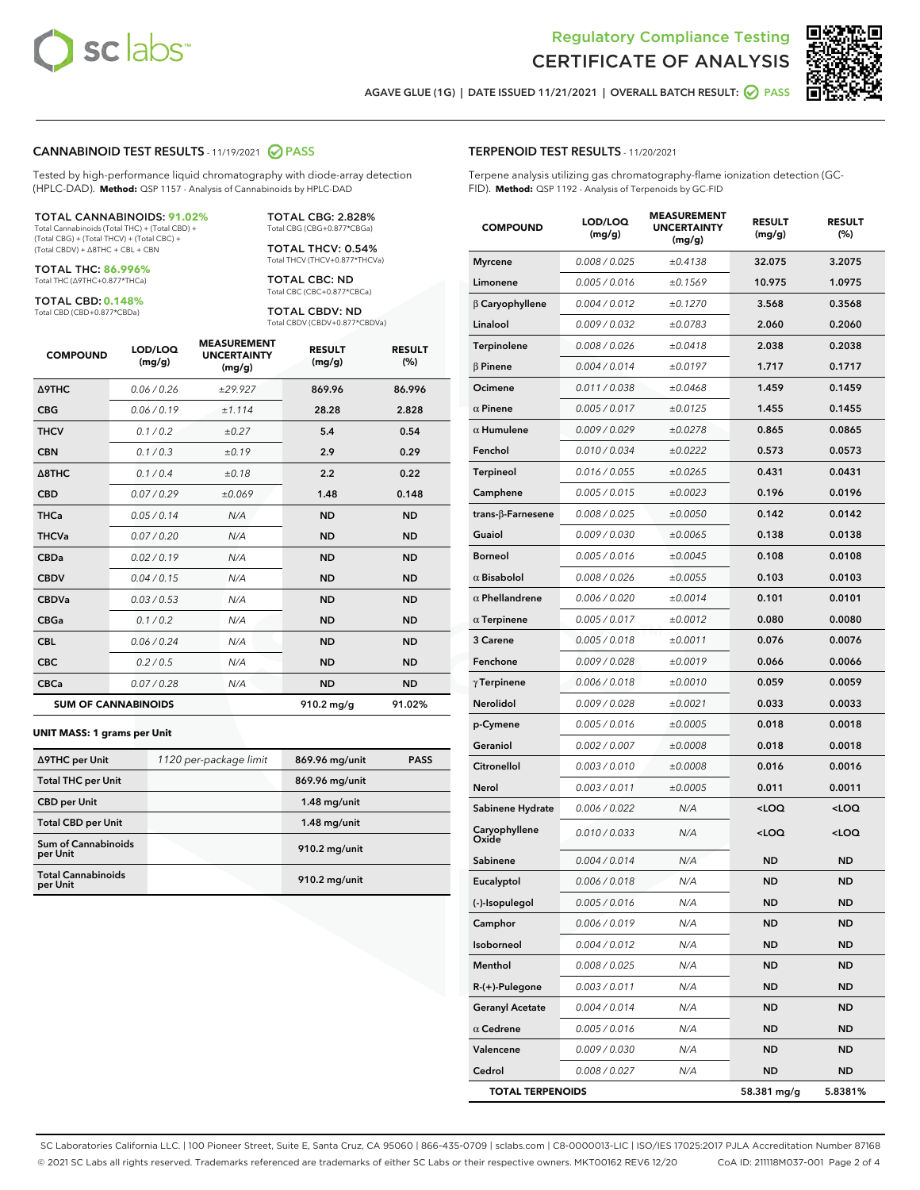Regulatory Compliance Testing
# CERTIFICATE OF ANALYSIS

AGAVE GLUE (1G) | DATE ISSUED 11/21/2021 | OVERALL BATCH RESULT: PASS

## CANNABINOID TEST RESULTS - 11/19/2021 PASS

Tested by high-performance liquid chromatography with diode-array detection (HPLC-DAD). **Method:** QSP 1157 - Analysis of Cannabinoids by HPLC-DAD

**TOTAL CANNABINOIDS: 91.02%**
Total Cannabinoids (Total THC) + (Total CBD) + (Total CBG) + (Total THCV) + (Total CBC) + (Total CBDV) + Δ8THC + CBL + CBN

**TOTAL THC: 86.996%**
Total THC (Δ9THC+0.877*THCa)

**TOTAL CBD: 0.148%**
Total CBD (CBD+0.877*CBDa)

**TOTAL CBG: 2.828%**
Total CBG (CBG+0.877*CBGa)

**TOTAL THCV: 0.54%**
Total THCV (THCV+0.877*THCVa)

**TOTAL CBC: ND**
Total CBC (CBC+0.877*CBCa)

**TOTAL CBDV: ND**
Total CBDV (CBDV+0.877*CBDVa)

| COMPOUND | LOD/LOQ (mg/g) | MEASUREMENT UNCERTAINTY (mg/g) | RESULT (mg/g) | RESULT (%) |
|---|---|---|---|---|
| Δ9THC | 0.06 / 0.26 | ±29.927 | 869.96 | 86.996 |
| CBG | 0.06 / 0.19 | ±1.114 | 28.28 | 2.828 |
| THCV | 0.1 / 0.2 | ±0.27 | 5.4 | 0.54 |
| CBN | 0.1 / 0.3 | ±0.19 | 2.9 | 0.29 |
| Δ8THC | 0.1 / 0.4 | ±0.18 | 2.2 | 0.22 |
| CBD | 0.07 / 0.29 | ±0.069 | 1.48 | 0.148 |
| THCa | 0.05 / 0.14 | N/A | ND | ND |
| THCVa | 0.07 / 0.20 | N/A | ND | ND |
| CBDa | 0.02 / 0.19 | N/A | ND | ND |
| CBDV | 0.04 / 0.15 | N/A | ND | ND |
| CBDVa | 0.03 / 0.53 | N/A | ND | ND |
| CBGa | 0.1 / 0.2 | N/A | ND | ND |
| CBL | 0.06 / 0.24 | N/A | ND | ND |
| CBC | 0.2 / 0.5 | N/A | ND | ND |
| CBCa | 0.07 / 0.28 | N/A | ND | ND |
| **SUM OF CANNABINOIDS** | | | 910.2 mg/g | 91.02% |

### UNIT MASS: 1 grams per Unit

| | | | |
|---|---|---|---|
| Δ9THC per Unit | 1120 per-package limit | 869.96 mg/unit | PASS |
| Total THC per Unit | | 869.96 mg/unit | |
| CBD per Unit | | 1.48 mg/unit | |
| Total CBD per Unit | | 1.48 mg/unit | |
| Sum of Cannabinoids per Unit | | 910.2 mg/unit | |
| Total Cannabinoids per Unit | | 910.2 mg/unit | |

## TERPENOID TEST RESULTS - 11/20/2021

Terpene analysis utilizing gas chromatography-flame ionization detection (GC-FID). **Method:** QSP 1192 - Analysis of Terpenoids by GC-FID

| COMPOUND | LOD/LOQ (mg/g) | MEASUREMENT UNCERTAINTY (mg/g) | RESULT (mg/g) | RESULT (%) |
|---|---|---|---|---|
| Myrcene | 0.008 / 0.025 | ±0.4138 | 32.075 | 3.2075 |
| Limonene | 0.005 / 0.016 | ±0.1569 | 10.975 | 1.0975 |
| β Caryophyllene | 0.004 / 0.012 | ±0.1270 | 3.568 | 0.3568 |
| Linalool | 0.009 / 0.032 | ±0.0783 | 2.060 | 0.2060 |
| Terpinolene | 0.008 / 0.026 | ±0.0418 | 2.038 | 0.2038 |
| β Pinene | 0.004 / 0.014 | ±0.0197 | 1.717 | 0.1717 |
| Ocimene | 0.011 / 0.038 | ±0.0468 | 1.459 | 0.1459 |
| α Pinene | 0.005 / 0.017 | ±0.0125 | 1.455 | 0.1455 |
| α Humulene | 0.009 / 0.029 | ±0.0278 | 0.865 | 0.0865 |
| Fenchol | 0.010 / 0.034 | ±0.0222 | 0.573 | 0.0573 |
| Terpineol | 0.016 / 0.055 | ±0.0265 | 0.431 | 0.0431 |
| Camphene | 0.005 / 0.015 | ±0.0023 | 0.196 | 0.0196 |
| trans-β-Farnesene | 0.008 / 0.025 | ±0.0050 | 0.142 | 0.0142 |
| Guaiol | 0.009 / 0.030 | ±0.0065 | 0.138 | 0.0138 |
| Borneol | 0.005 / 0.016 | ±0.0045 | 0.108 | 0.0108 |
| α Bisabolol | 0.008 / 0.026 | ±0.0055 | 0.103 | 0.0103 |
| α Phellandrene | 0.006 / 0.020 | ±0.0014 | 0.101 | 0.0101 |
| α Terpinene | 0.005 / 0.017 | ±0.0012 | 0.080 | 0.0080 |
| 3 Carene | 0.005 / 0.018 | ±0.0011 | 0.076 | 0.0076 |
| Fenchone | 0.009 / 0.028 | ±0.0019 | 0.066 | 0.0066 |
| γ Terpinene | 0.006 / 0.018 | ±0.0010 | 0.059 | 0.0059 |
| Nerolidol | 0.009 / 0.028 | ±0.0021 | 0.033 | 0.0033 |
| p-Cymene | 0.005 / 0.016 | ±0.0005 | 0.018 | 0.0018 |
| Geraniol | 0.002 / 0.007 | ±0.0008 | 0.018 | 0.0018 |
| Citronellol | 0.003 / 0.010 | ±0.0008 | 0.016 | 0.0016 |
| Nerol | 0.003 / 0.011 | ±0.0005 | 0.011 | 0.0011 |
| Sabinene Hydrate | 0.006 / 0.022 | N/A | <LOQ | <LOQ |
| Caryophyllene Oxide | 0.010 / 0.033 | N/A | <LOQ | <LOQ |
| Sabinene | 0.004 / 0.014 | N/A | ND | ND |
| Eucalyptol | 0.006 / 0.018 | N/A | ND | ND |
| (-)-Isopulegol | 0.005 / 0.016 | N/A | ND | ND |
| Camphor | 0.006 / 0.019 | N/A | ND | ND |
| Isoborneol | 0.004 / 0.012 | N/A | ND | ND |
| Menthol | 0.008 / 0.025 | N/A | ND | ND |
| R-(+)-Pulegone | 0.003 / 0.011 | N/A | ND | ND |
| Geranyl Acetate | 0.004 / 0.014 | N/A | ND | ND |
| α Cedrene | 0.005 / 0.016 | N/A | ND | ND |
| Valencene | 0.009 / 0.030 | N/A | ND | ND |
| Cedrol | 0.008 / 0.027 | N/A | ND | ND |
| **TOTAL TERPENOIDS** | | | 58.381 mg/g | 5.8381% |

SC Laboratories California LLC. | 100 Pioneer Street, Suite E, Santa Cruz, CA 95060 | 866-435-0709 | sclabs.com | C8-0000013-LIC | ISO/IES 17025:2017 PJLA Accreditation Number 87168
© 2021 SC Labs all rights reserved. Trademarks referenced are trademarks of either SC Labs or their respective owners. MKT00162 REV6 12/20 CoA ID: 211118M037-001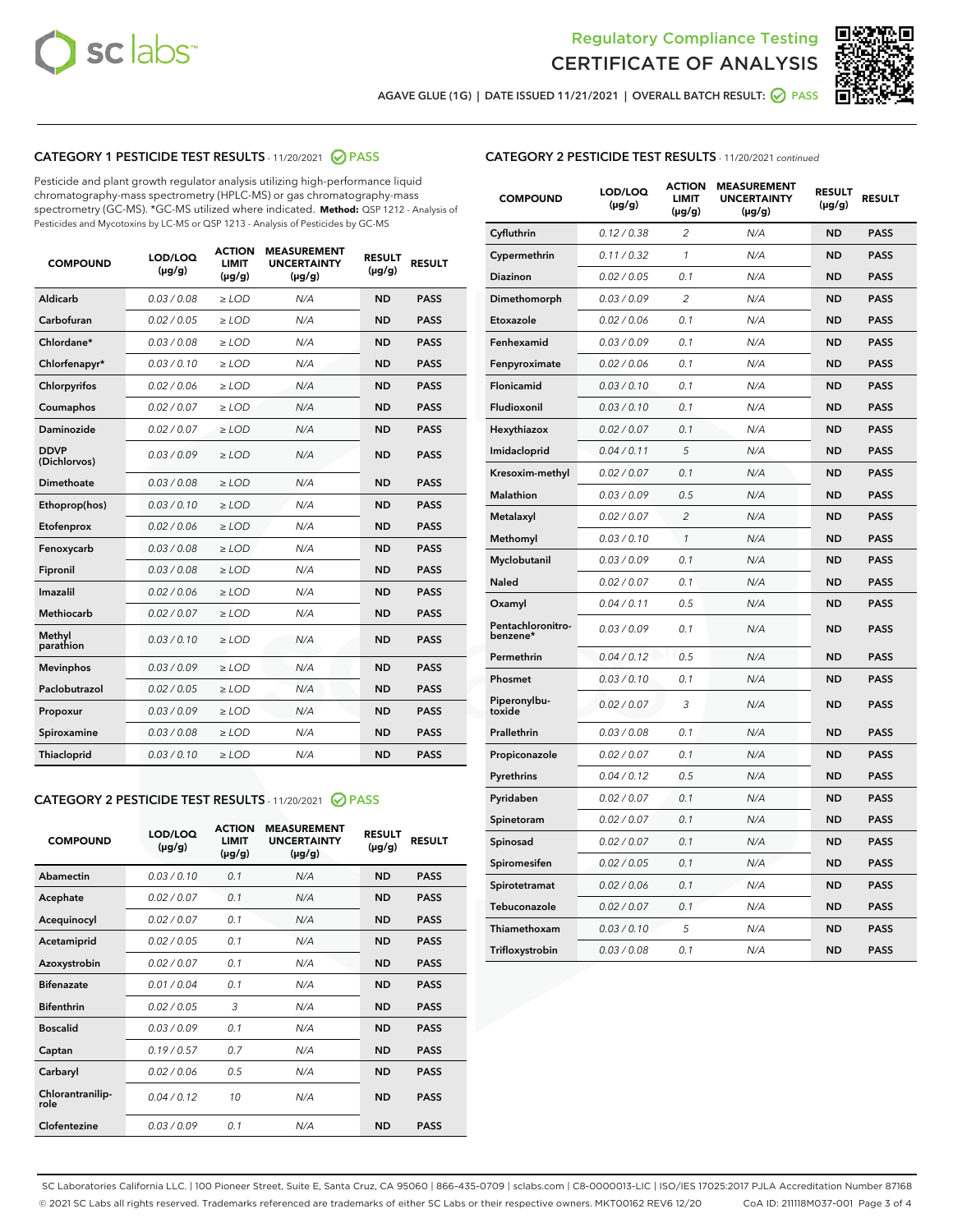Regulatory Compliance Testing

CERTIFICATE OF ANALYSIS

AGAVE GLUE (1G) | DATE ISSUED 11/21/2021 | OVERALL BATCH RESULT: PASS

## CATEGORY 1 PESTICIDE TEST RESULTS - 11/20/2021 PASS

Pesticide and plant growth regulator analysis utilizing high-performance liquid chromatography-mass spectrometry (HPLC-MS) or gas chromatography-mass spectrometry (GC-MS). *GC-MS utilized where indicated. **Method:** QSP 1212 - Analysis of Pesticides and Mycotoxins by LC-MS or QSP 1213 - Analysis of Pesticides by GC-MS

| COMPOUND | LOD/LOQ (µg/g) | ACTION LIMIT (µg/g) | MEASUREMENT UNCERTAINTY (µg/g) | RESULT (µg/g) | RESULT |
|---|---|---|---|---|---|
| Aldicarb | 0.03 / 0.08 | ≥ LOD | N/A | ND | PASS |
| Carbofuran | 0.02 / 0.05 | ≥ LOD | N/A | ND | PASS |
| Chlordane* | 0.03 / 0.08 | ≥ LOD | N/A | ND | PASS |
| Chlorfenapyr* | 0.03 / 0.10 | ≥ LOD | N/A | ND | PASS |
| Chlorpyrifos | 0.02 / 0.06 | ≥ LOD | N/A | ND | PASS |
| Coumaphos | 0.02 / 0.07 | ≥ LOD | N/A | ND | PASS |
| Daminozide | 0.02 / 0.07 | ≥ LOD | N/A | ND | PASS |
| DDVP (Dichlorvos) | 0.03 / 0.09 | ≥ LOD | N/A | ND | PASS |
| Dimethoate | 0.03 / 0.08 | ≥ LOD | N/A | ND | PASS |
| Ethoprop(hos) | 0.03 / 0.10 | ≥ LOD | N/A | ND | PASS |
| Etofenprox | 0.02 / 0.06 | ≥ LOD | N/A | ND | PASS |
| Fenoxycarb | 0.03 / 0.08 | ≥ LOD | N/A | ND | PASS |
| Fipronil | 0.03 / 0.08 | ≥ LOD | N/A | ND | PASS |
| Imazalil | 0.02 / 0.06 | ≥ LOD | N/A | ND | PASS |
| Methiocarb | 0.02 / 0.07 | ≥ LOD | N/A | ND | PASS |
| Methyl parathion | 0.03 / 0.10 | ≥ LOD | N/A | ND | PASS |
| Mevinphos | 0.03 / 0.09 | ≥ LOD | N/A | ND | PASS |
| Paclobutrazol | 0.02 / 0.05 | ≥ LOD | N/A | ND | PASS |
| Propoxur | 0.03 / 0.09 | ≥ LOD | N/A | ND | PASS |
| Spiroxamine | 0.03 / 0.08 | ≥ LOD | N/A | ND | PASS |
| Thiacloprid | 0.03 / 0.10 | ≥ LOD | N/A | ND | PASS |

## CATEGORY 2 PESTICIDE TEST RESULTS - 11/20/2021 PASS

| COMPOUND | LOD/LOQ (µg/g) | ACTION LIMIT (µg/g) | MEASUREMENT UNCERTAINTY (µg/g) | RESULT (µg/g) | RESULT |
|---|---|---|---|---|---|
| Abamectin | 0.03 / 0.10 | 0.1 | N/A | ND | PASS |
| Acephate | 0.02 / 0.07 | 0.1 | N/A | ND | PASS |
| Acequinocyl | 0.02 / 0.07 | 0.1 | N/A | ND | PASS |
| Acetamiprid | 0.02 / 0.05 | 0.1 | N/A | ND | PASS |
| Azoxystrobin | 0.02 / 0.07 | 0.1 | N/A | ND | PASS |
| Bifenazate | 0.01 / 0.04 | 0.1 | N/A | ND | PASS |
| Bifenthrin | 0.02 / 0.05 | 3 | N/A | ND | PASS |
| Boscalid | 0.03 / 0.09 | 0.1 | N/A | ND | PASS |
| Captan | 0.19 / 0.57 | 0.7 | N/A | ND | PASS |
| Carbaryl | 0.02 / 0.06 | 0.5 | N/A | ND | PASS |
| Chlorantraniliprole | 0.04 / 0.12 | 10 | N/A | ND | PASS |
| Clofentezine | 0.03 / 0.09 | 0.1 | N/A | ND | PASS |
| Cyfluthrin | 0.12 / 0.38 | 2 | N/A | ND | PASS |
| Cypermethrin | 0.11 / 0.32 | 1 | N/A | ND | PASS |
| Diazinon | 0.02 / 0.05 | 0.1 | N/A | ND | PASS |
| Dimethomorph | 0.03 / 0.09 | 2 | N/A | ND | PASS |
| Etoxazole | 0.02 / 0.06 | 0.1 | N/A | ND | PASS |
| Fenhexamid | 0.03 / 0.09 | 0.1 | N/A | ND | PASS |
| Fenpyroximate | 0.02 / 0.06 | 0.1 | N/A | ND | PASS |
| Flonicamid | 0.03 / 0.10 | 0.1 | N/A | ND | PASS |
| Fludioxonil | 0.03 / 0.10 | 0.1 | N/A | ND | PASS |
| Hexythiazox | 0.02 / 0.07 | 0.1 | N/A | ND | PASS |
| Imidacloprid | 0.04 / 0.11 | 5 | N/A | ND | PASS |
| Kresoxim-methyl | 0.02 / 0.07 | 0.1 | N/A | ND | PASS |
| Malathion | 0.03 / 0.09 | 0.5 | N/A | ND | PASS |
| Metalaxyl | 0.02 / 0.07 | 2 | N/A | ND | PASS |
| Methomyl | 0.03 / 0.10 | 1 | N/A | ND | PASS |
| Myclobutanil | 0.03 / 0.09 | 0.1 | N/A | ND | PASS |
| Naled | 0.02 / 0.07 | 0.1 | N/A | ND | PASS |
| Oxamyl | 0.04 / 0.11 | 0.5 | N/A | ND | PASS |
| Pentachloronitrobenzene* | 0.03 / 0.09 | 0.1 | N/A | ND | PASS |
| Permethrin | 0.04 / 0.12 | 0.5 | N/A | ND | PASS |
| Phosmet | 0.03 / 0.10 | 0.1 | N/A | ND | PASS |
| Piperonylbutoxide | 0.02 / 0.07 | 3 | N/A | ND | PASS |
| Prallethrin | 0.03 / 0.08 | 0.1 | N/A | ND | PASS |
| Propiconazole | 0.02 / 0.07 | 0.1 | N/A | ND | PASS |
| Pyrethrins | 0.04 / 0.12 | 0.5 | N/A | ND | PASS |
| Pyridaben | 0.02 / 0.07 | 0.1 | N/A | ND | PASS |
| Spinetoram | 0.02 / 0.07 | 0.1 | N/A | ND | PASS |
| Spinosad | 0.02 / 0.07 | 0.1 | N/A | ND | PASS |
| Spiromesifen | 0.02 / 0.05 | 0.1 | N/A | ND | PASS |
| Spirotetramat | 0.02 / 0.06 | 0.1 | N/A | ND | PASS |
| Tebuconazole | 0.02 / 0.07 | 0.1 | N/A | ND | PASS |
| Thiamethoxam | 0.03 / 0.10 | 5 | N/A | ND | PASS |
| Trifloxystrobin | 0.03 / 0.08 | 0.1 | N/A | ND | PASS |

SC Laboratories California LLC. | 100 Pioneer Street, Suite E, Santa Cruz, CA 95060 | 866-435-0709 | sclabs.com | C8-0000013-LIC | ISO/IES 17025:2017 PJLA Accreditation Number 87168
© 2021 SC Labs all rights reserved. Trademarks referenced are trademarks of either SC Labs or their respective owners. MKT00162 REV6 12/20 CoA ID: 211118M037-001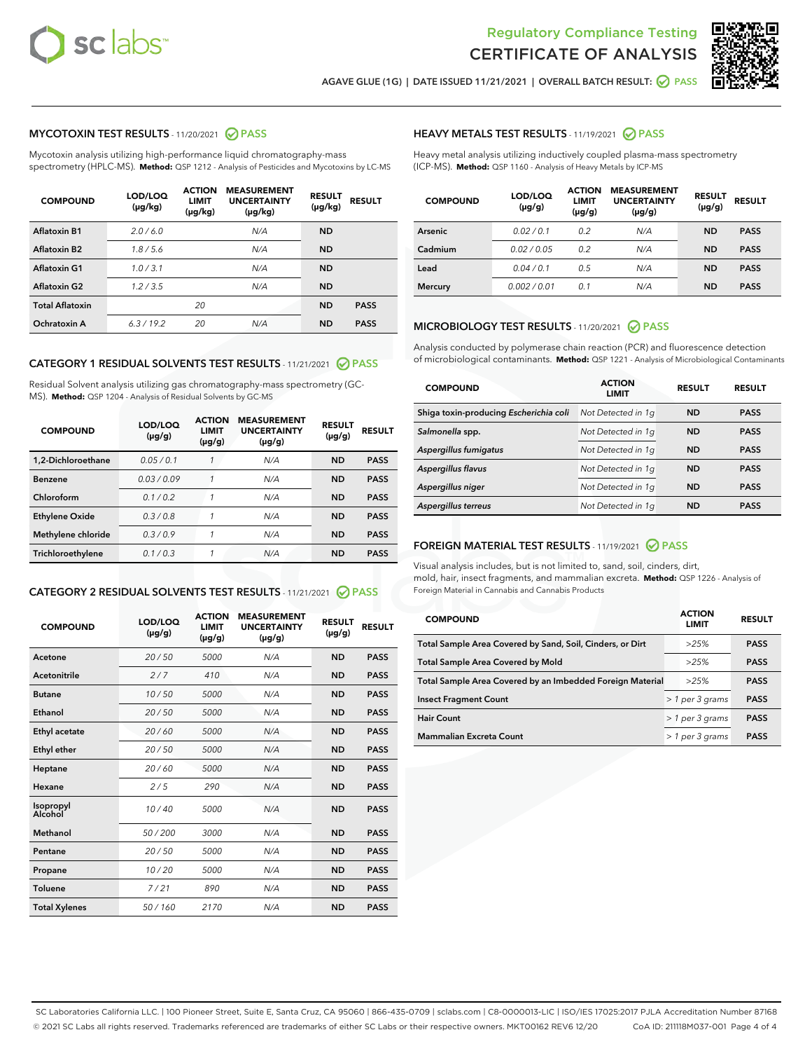Regulatory Compliance Testing

# CERTIFICATE OF ANALYSIS

AGAVE GLUE (1G) | DATE ISSUED 11/21/2021 | OVERALL BATCH RESULT: PASS

## MYCOTOXIN TEST RESULTS - 11/20/2021 PASS

Mycotoxin analysis utilizing high-performance liquid chromatography-mass spectrometry (HPLC-MS). **Method:** QSP 1212 - Analysis of Pesticides and Mycotoxins by LC-MS

| COMPOUND | LOD/LOQ (µg/kg) | ACTION LIMIT (µg/kg) | MEASUREMENT UNCERTAINTY (µg/kg) | RESULT (µg/kg) | RESULT |
|---|---|---|---|---|---|
| Aflatoxin B1 | 2.0 / 6.0 | | N/A | ND | |
| Aflatoxin B2 | 1.8 / 5.6 | | N/A | ND | |
| Aflatoxin G1 | 1.0 / 3.1 | | N/A | ND | |
| Aflatoxin G2 | 1.2 / 3.5 | | N/A | ND | |
| Total Aflatoxin | | 20 | | ND | PASS |
| Ochratoxin A | 6.3 / 19.2 | 20 | N/A | ND | PASS |

## CATEGORY 1 RESIDUAL SOLVENTS TEST RESULTS - 11/21/2021 PASS

Residual Solvent analysis utilizing gas chromatography-mass spectrometry (GC-MS). **Method:** QSP 1204 - Analysis of Residual Solvents by GC-MS

| COMPOUND | LOD/LOQ (µg/g) | ACTION LIMIT (µg/g) | MEASUREMENT UNCERTAINTY (µg/g) | RESULT (µg/g) | RESULT |
|---|---|---|---|---|---|
| 1,2-Dichloroethane | 0.05 / 0.1 | 1 | N/A | ND | PASS |
| Benzene | 0.03 / 0.09 | 1 | N/A | ND | PASS |
| Chloroform | 0.1 / 0.2 | 1 | N/A | ND | PASS |
| Ethylene Oxide | 0.3 / 0.8 | 1 | N/A | ND | PASS |
| Methylene chloride | 0.3 / 0.9 | 1 | N/A | ND | PASS |
| Trichloroethylene | 0.1 / 0.3 | 1 | N/A | ND | PASS |

## CATEGORY 2 RESIDUAL SOLVENTS TEST RESULTS - 11/21/2021 PASS

| COMPOUND | LOD/LOQ (µg/g) | ACTION LIMIT (µg/g) | MEASUREMENT UNCERTAINTY (µg/g) | RESULT (µg/g) | RESULT |
|---|---|---|---|---|---|
| Acetone | 20 / 50 | 5000 | N/A | ND | PASS |
| Acetonitrile | 2 / 7 | 410 | N/A | ND | PASS |
| Butane | 10 / 50 | 5000 | N/A | ND | PASS |
| Ethanol | 20 / 50 | 5000 | N/A | ND | PASS |
| Ethyl acetate | 20 / 60 | 5000 | N/A | ND | PASS |
| Ethyl ether | 20 / 50 | 5000 | N/A | ND | PASS |
| Heptane | 20 / 60 | 5000 | N/A | ND | PASS |
| Hexane | 2 / 5 | 290 | N/A | ND | PASS |
| Isopropyl Alcohol | 10 / 40 | 5000 | N/A | ND | PASS |
| Methanol | 50 / 200 | 3000 | N/A | ND | PASS |
| Pentane | 20 / 50 | 5000 | N/A | ND | PASS |
| Propane | 10 / 20 | 5000 | N/A | ND | PASS |
| Toluene | 7 / 21 | 890 | N/A | ND | PASS |
| Total Xylenes | 50 / 160 | 2170 | N/A | ND | PASS |

## HEAVY METALS TEST RESULTS - 11/19/2021 PASS

Heavy metal analysis utilizing inductively coupled plasma-mass spectrometry (ICP-MS). **Method:** QSP 1160 - Analysis of Heavy Metals by ICP-MS

| COMPOUND | LOD/LOQ (µg/g) | ACTION LIMIT (µg/g) | MEASUREMENT UNCERTAINTY (µg/g) | RESULT (µg/g) | RESULT |
|---|---|---|---|---|---|
| Arsenic | 0.02 / 0.1 | 0.2 | N/A | ND | PASS |
| Cadmium | 0.02 / 0.05 | 0.2 | N/A | ND | PASS |
| Lead | 0.04 / 0.1 | 0.5 | N/A | ND | PASS |
| Mercury | 0.002 / 0.01 | 0.1 | N/A | ND | PASS |

## MICROBIOLOGY TEST RESULTS - 11/20/2021 PASS

Analysis conducted by polymerase chain reaction (PCR) and fluorescence detection of microbiological contaminants. **Method:** QSP 1221 - Analysis of Microbiological Contaminants

| COMPOUND | ACTION LIMIT | RESULT | RESULT |
|---|---|---|---|
| Shiga toxin-producing *Escherichia coli* | Not Detected in 1g | ND | PASS |
| *Salmonella* spp. | Not Detected in 1g | ND | PASS |
| *Aspergillus fumigatus* | Not Detected in 1g | ND | PASS |
| *Aspergillus flavus* | Not Detected in 1g | ND | PASS |
| *Aspergillus niger* | Not Detected in 1g | ND | PASS |
| *Aspergillus terreus* | Not Detected in 1g | ND | PASS |

## FOREIGN MATERIAL TEST RESULTS - 11/19/2021 PASS

Visual analysis includes, but is not limited to, sand, soil, cinders, dirt, mold, hair, insect fragments, and mammalian excreta. **Method:** QSP 1226 - Analysis of Foreign Material in Cannabis and Cannabis Products

| COMPOUND | ACTION LIMIT | RESULT |
|---|---|---|
| Total Sample Area Covered by Sand, Soil, Cinders, or Dirt | >25% | PASS |
| Total Sample Area Covered by Mold | >25% | PASS |
| Total Sample Area Covered by an Imbedded Foreign Material | >25% | PASS |
| Insect Fragment Count | > 1 per 3 grams | PASS |
| Hair Count | > 1 per 3 grams | PASS |
| Mammalian Excreta Count | > 1 per 3 grams | PASS |

SC Laboratories California LLC. | 100 Pioneer Street, Suite E, Santa Cruz, CA 95060 | 866-435-0709 | sclabs.com | C8-0000013-LIC | ISO/IES 17025:2017 PJLA Accreditation Number 87168
© 2021 SC Labs all rights reserved. Trademarks referenced are trademarks of either SC Labs or their respective owners. MKT00162 REV6 12/20 CoA ID: 211118M037-001